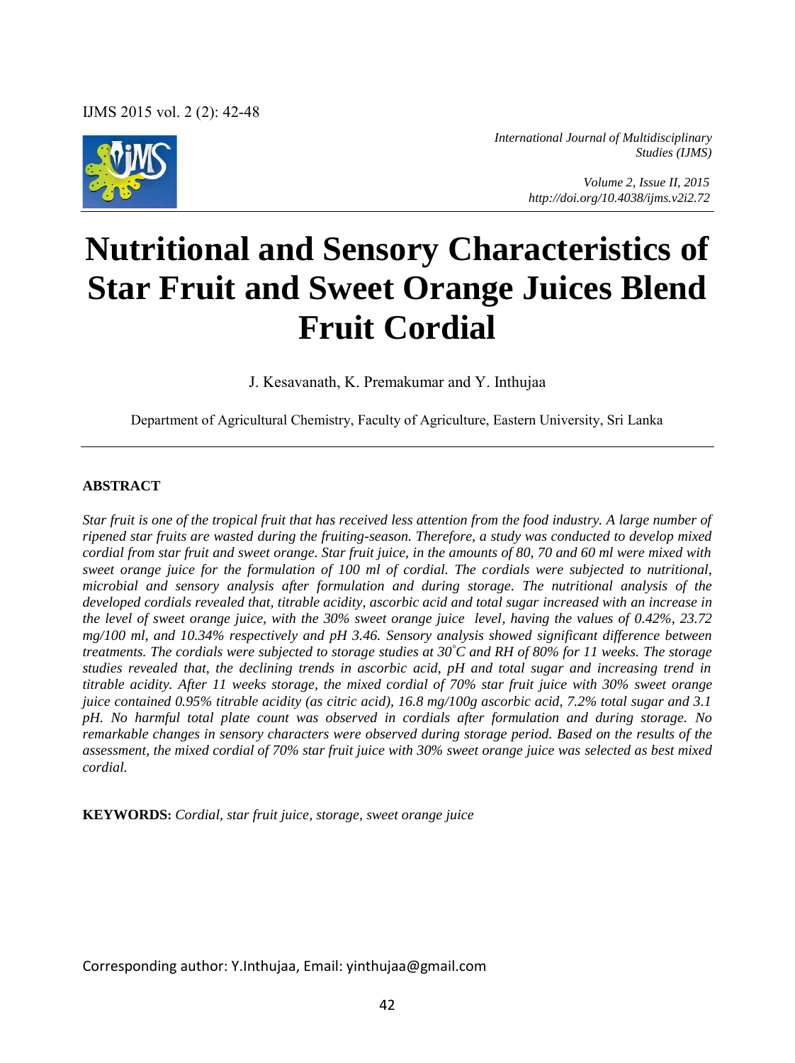*International Journal of Multidisciplinary Studies (IJMS)*

*Volume 2, Issue II, 2015*
*http://doi.org/10.4038/ijms.v2i2.72*

# Nutritional and Sensory Characteristics of Star Fruit and Sweet Orange Juices Blend Fruit Cordial

J. Kesavanath, K. Premakumar and Y. Inthujaa

Department of Agricultural Chemistry, Faculty of Agriculture, Eastern University, Sri Lanka

## ABSTRACT

*Star fruit is one of the tropical fruit that has received less attention from the food industry. A large number of ripened star fruits are wasted during the fruiting-season. Therefore, a study was conducted to develop mixed cordial from star fruit and sweet orange. Star fruit juice, in the amounts of 80, 70 and 60 ml were mixed with sweet orange juice for the formulation of 100 ml of cordial. The cordials were subjected to nutritional, microbial and sensory analysis after formulation and during storage. The nutritional analysis of the developed cordials revealed that, titrable acidity, ascorbic acid and total sugar increased with an increase in the level of sweet orange juice, with the 30% sweet orange juice level, having the values of 0.42%, 23.72 mg/100 ml, and 10.34% respectively and pH 3.46. Sensory analysis showed significant difference between treatments. The cordials were subjected to storage studies at 30°C and RH of 80% for 11 weeks. The storage studies revealed that, the declining trends in ascorbic acid, pH and total sugar and increasing trend in titrable acidity. After 11 weeks storage, the mixed cordial of 70% star fruit juice with 30% sweet orange juice contained 0.95% titrable acidity (as citric acid), 16.8 mg/100g ascorbic acid, 7.2% total sugar and 3.1 pH. No harmful total plate count was observed in cordials after formulation and during storage. No remarkable changes in sensory characters were observed during storage period. Based on the results of the assessment, the mixed cordial of 70% star fruit juice with 30% sweet orange juice was selected as best mixed cordial.*

**KEYWORDS:** *Cordial, star fruit juice, storage, sweet orange juice*

Corresponding author: Y.Inthujaa, Email: yinthujaa@gmail.com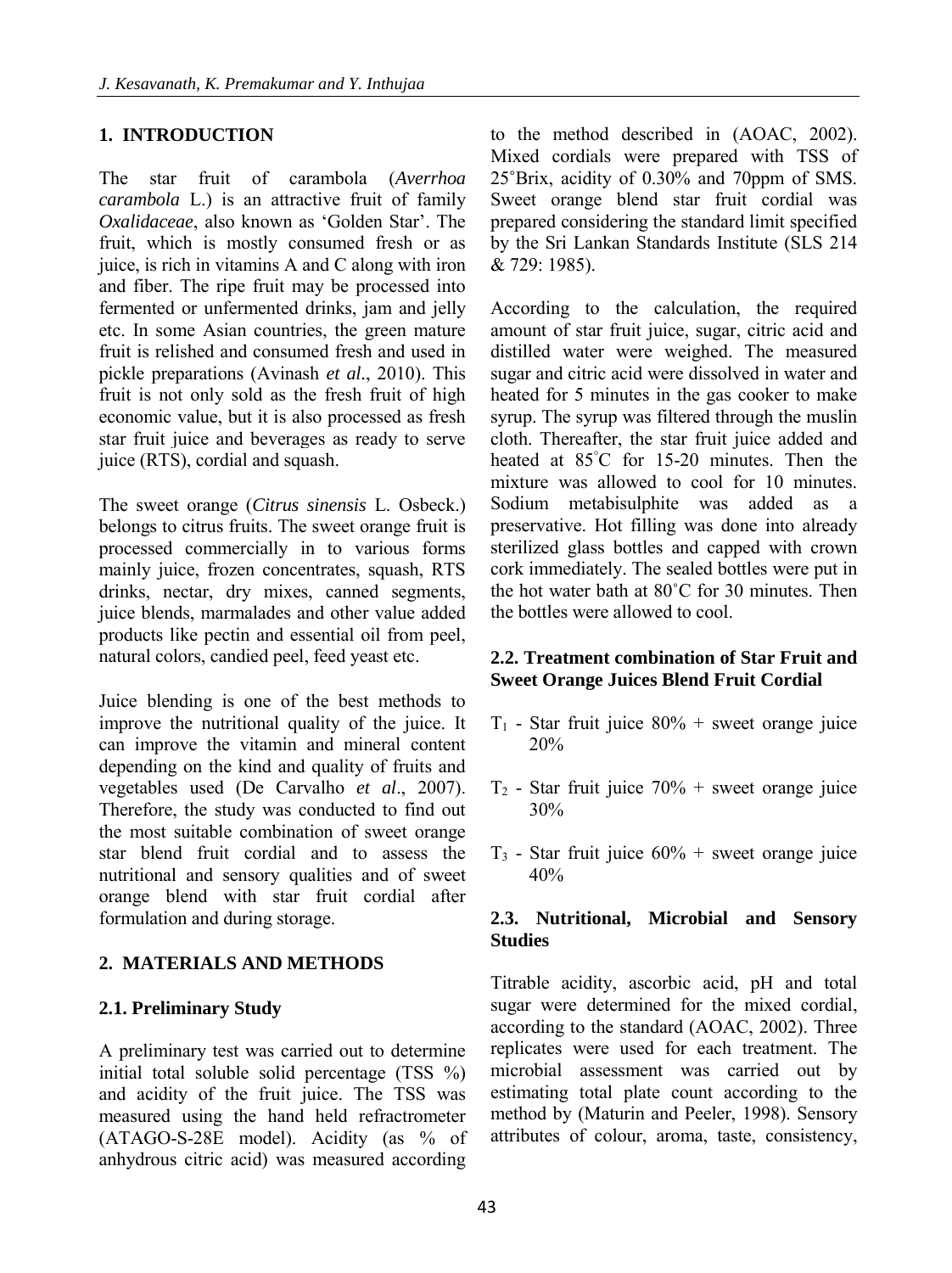## 1. INTRODUCTION

The star fruit of carambola (*Averrhoa carambola* L.) is an attractive fruit of family *Oxalidaceae*, also known as 'Golden Star'. The fruit, which is mostly consumed fresh or as juice, is rich in vitamins A and C along with iron and fiber. The ripe fruit may be processed into fermented or unfermented drinks, jam and jelly etc. In some Asian countries, the green mature fruit is relished and consumed fresh and used in pickle preparations (Avinash *et al*., 2010). This fruit is not only sold as the fresh fruit of high economic value, but it is also processed as fresh star fruit juice and beverages as ready to serve juice (RTS), cordial and squash.

The sweet orange (*Citrus sinensis* L. Osbeck.) belongs to citrus fruits. The sweet orange fruit is processed commercially in to various forms mainly juice, frozen concentrates, squash, RTS drinks, nectar, dry mixes, canned segments, juice blends, marmalades and other value added products like pectin and essential oil from peel, natural colors, candied peel, feed yeast etc.

Juice blending is one of the best methods to improve the nutritional quality of the juice. It can improve the vitamin and mineral content depending on the kind and quality of fruits and vegetables used (De Carvalho *et al*., 2007). Therefore, the study was conducted to find out the most suitable combination of sweet orange star blend fruit cordial and to assess the nutritional and sensory qualities and of sweet orange blend with star fruit cordial after formulation and during storage.

## 2. MATERIALS AND METHODS

### 2.1. Preliminary Study

A preliminary test was carried out to determine initial total soluble solid percentage (TSS %) and acidity of the fruit juice. The TSS was measured using the hand held refractrometer (ATAGO-S-28E model). Acidity (as % of anhydrous citric acid) was measured according to the method described in (AOAC, 2002). Mixed cordials were prepared with TSS of 25˚Brix, acidity of 0.30% and 70ppm of SMS. Sweet orange blend star fruit cordial was prepared considering the standard limit specified by the Sri Lankan Standards Institute (SLS 214 & 729: 1985).

According to the calculation, the required amount of star fruit juice, sugar, citric acid and distilled water were weighed. The measured sugar and citric acid were dissolved in water and heated for 5 minutes in the gas cooker to make syrup. The syrup was filtered through the muslin cloth. Thereafter, the star fruit juice added and heated at 85˚C for 15-20 minutes. Then the mixture was allowed to cool for 10 minutes. Sodium metabisulphite was added as a preservative. Hot filling was done into already sterilized glass bottles and capped with crown cork immediately. The sealed bottles were put in the hot water bath at 80˚C for 30 minutes. Then the bottles were allowed to cool.

### 2.2. Treatment combination of Star Fruit and Sweet Orange Juices Blend Fruit Cordial

- $T_1$ - Star fruit juice 80% + sweet orange juice 20%
- $T_2$ - Star fruit juice 70% + sweet orange juice 30%
- $T_3$ - Star fruit juice 60% + sweet orange juice 40%

### 2.3. Nutritional, Microbial and Sensory Studies

Titrable acidity, ascorbic acid, pH and total sugar were determined for the mixed cordial, according to the standard (AOAC, 2002). Three replicates were used for each treatment. The microbial assessment was carried out by estimating total plate count according to the method by (Maturin and Peeler, 1998). Sensory attributes of colour, aroma, taste, consistency,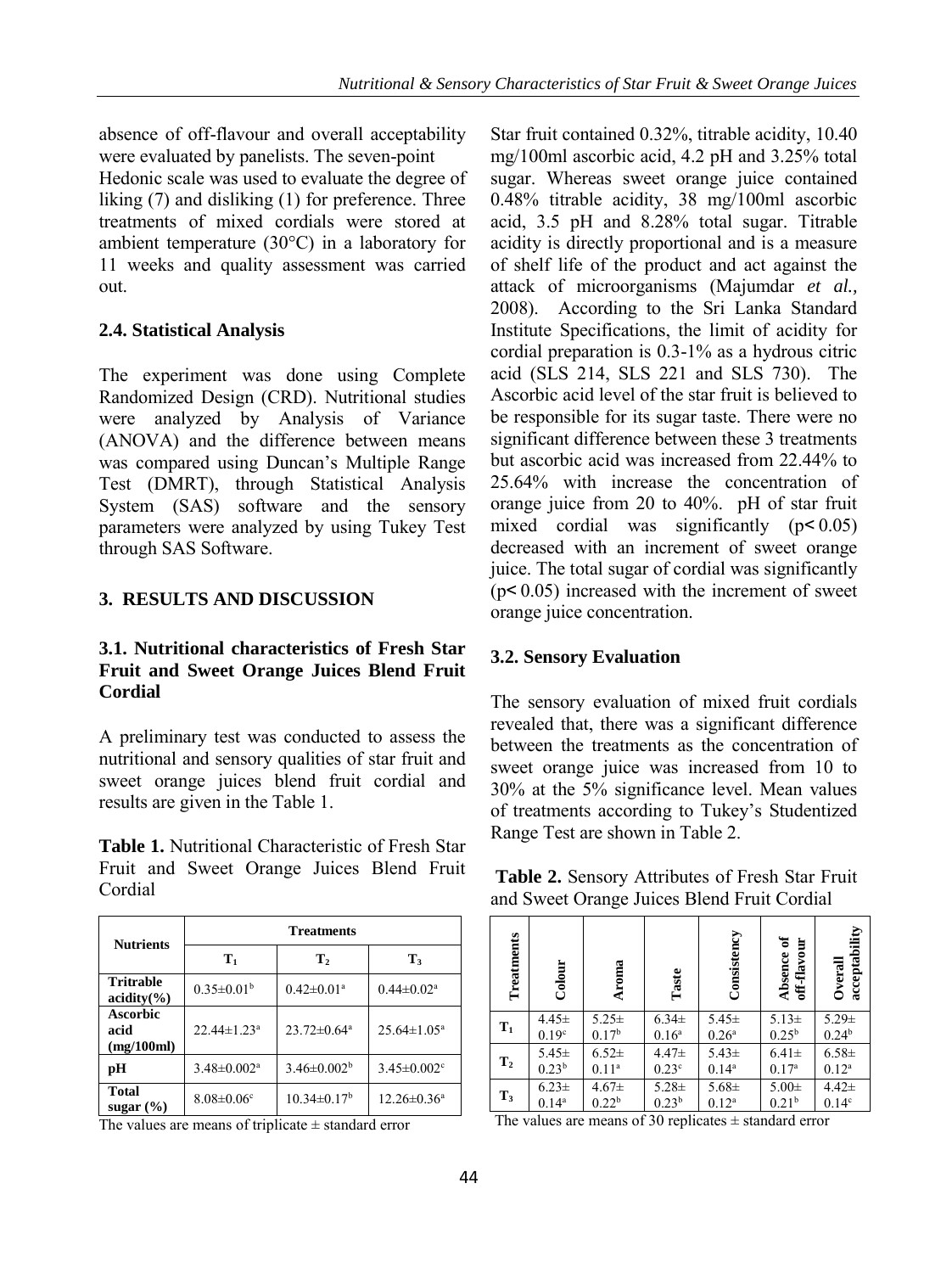absence of off-flavour and overall acceptability were evaluated by panelists. The seven-point Hedonic scale was used to evaluate the degree of liking (7) and disliking (1) for preference. Three treatments of mixed cordials were stored at ambient temperature (30°C) in a laboratory for 11 weeks and quality assessment was carried out.

### 2.4. Statistical Analysis

The experiment was done using Complete Randomized Design (CRD). Nutritional studies were analyzed by Analysis of Variance (ANOVA) and the difference between means was compared using Duncan's Multiple Range Test (DMRT), through Statistical Analysis System (SAS) software and the sensory parameters were analyzed by using Tukey Test through SAS Software.

## 3. RESULTS AND DISCUSSION

### 3.1. Nutritional characteristics of Fresh Star Fruit and Sweet Orange Juices Blend Fruit Cordial

A preliminary test was conducted to assess the nutritional and sensory qualities of star fruit and sweet orange juices blend fruit cordial and results are given in the Table 1.

**Table 1.** Nutritional Characteristic of Fresh Star Fruit and Sweet Orange Juices Blend Fruit Cordial

| Nutrients | Treatments | | |
|---|---|---|---|
| | $T_1$ | $T_2$ | $T_3$ |
| **Tritrable acidity(%)** | $0.35 \pm 0.01^b$ | $0.42 \pm 0.01^a$ | $0.44 \pm 0.02^a$ |
| **Ascorbic acid (mg/100ml)** | $22.44 \pm 1.23^a$ | $23.72 \pm 0.64^a$ | $25.64 \pm 1.05^a$ |
| **pH** | $3.48 \pm 0.002^a$ | $3.46 \pm 0.002^b$ | $3.45 \pm 0.002^c$ |
| **Total sugar (%)** | $8.08 \pm 0.06^c$ | $10.34 \pm 0.17^b$ | $12.26 \pm 0.36^a$ |

The values are means of triplicate ± standard error

Star fruit contained 0.32%, titrable acidity, 10.40 mg/100ml ascorbic acid, 4.2 pH and 3.25% total sugar. Whereas sweet orange juice contained 0.48% titrable acidity, 38 mg/100ml ascorbic acid, 3.5 pH and 8.28% total sugar. Titrable acidity is directly proportional and is a measure of shelf life of the product and act against the attack of microorganisms (Majumdar *et al.,* 2008). According to the Sri Lanka Standard Institute Specifications, the limit of acidity for cordial preparation is 0.3-1% as a hydrous citric acid (SLS 214, SLS 221 and SLS 730). The Ascorbic acid level of the star fruit is believed to be responsible for its sugar taste. There were no significant difference between these 3 treatments but ascorbic acid was increased from 22.44% to 25.64% with increase the concentration of orange juice from 20 to 40%. pH of star fruit mixed cordial was significantly ($p < 0.05$) decreased with an increment of sweet orange juice. The total sugar of cordial was significantly ($p < 0.05$) increased with the increment of sweet orange juice concentration.

### 3.2. Sensory Evaluation

The sensory evaluation of mixed fruit cordials revealed that, there was a significant difference between the treatments as the concentration of sweet orange juice was increased from 10 to 30% at the 5% significance level. Mean values of treatments according to Tukey's Studentized Range Test are shown in Table 2.

**Table 2.** Sensory Attributes of Fresh Star Fruit and Sweet Orange Juices Blend Fruit Cordial

| Treatments | Colour | Aroma | Taste | Consistency | Absence of off-flavour | Overall acceptability |
|---|---|---|---|---|---|---|
| $T_1$ | $4.45 \pm 0.19^c$ | $5.25 \pm 0.17^b$ | $6.34 \pm 0.16^a$ | $5.45 \pm 0.26^a$ | $5.13 \pm 0.25^b$ | $5.29 \pm 0.24^b$ |
| $T_2$ | $5.45 \pm 0.23^b$ | $6.52 \pm 0.11^a$ | $4.47 \pm 0.23^c$ | $5.43 \pm 0.14^a$ | $6.41 \pm 0.17^a$ | $6.58 \pm 0.12^a$ |
| $T_3$ | $6.23 \pm 0.14^a$ | $4.67 \pm 0.22^b$ | $5.28 \pm 0.23^b$ | $5.68 \pm 0.12^a$ | $5.00 \pm 0.21^b$ | $4.42 \pm 0.14^c$ |

The values are means of 30 replicates ± standard error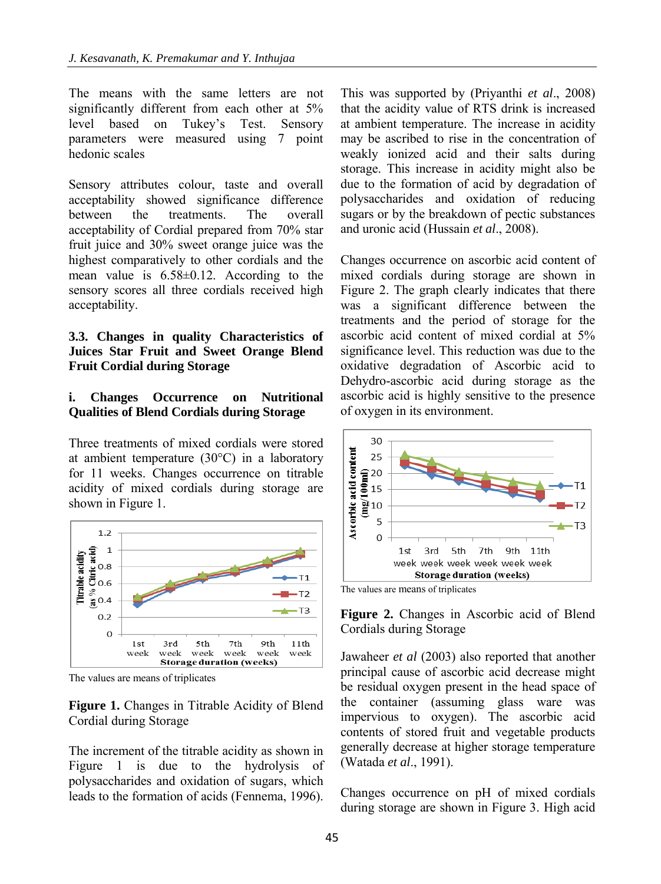The means with the same letters are not significantly different from each other at 5% level based on Tukey's Test. Sensory parameters were measured using 7 point hedonic scales

Sensory attributes colour, taste and overall acceptability showed significance difference between the treatments. The overall acceptability of Cordial prepared from 70% star fruit juice and 30% sweet orange juice was the highest comparatively to other cordials and the mean value is 6.58±0.12. According to the sensory scores all three cordials received high acceptability.

### 3.3. Changes in quality Characteristics of Juices Star Fruit and Sweet Orange Blend Fruit Cordial during Storage

#### i. Changes Occurrence on Nutritional Qualities of Blend Cordials during Storage

Three treatments of mixed cordials were stored at ambient temperature (30°C) in a laboratory for 11 weeks. Changes occurrence on titrable acidity of mixed cordials during storage are shown in Figure 1.

Titrable acidity (as % Citric acid)
1.2
1
0.8
0.6
0.4
0.2
0
1st week
3rd week
5th week
7th week
9th week
11th week
Storage duration (weeks)
T1
T2
T3

The values are means of triplicates

**Figure 1.** Changes in Titrable Acidity of Blend Cordial during Storage

The increment of the titrable acidity as shown in Figure 1 is due to the hydrolysis of polysaccharides and oxidation of sugars, which leads to the formation of acids (Fennema, 1996). This was supported by (Priyanthi *et al*., 2008) that the acidity value of RTS drink is increased at ambient temperature. The increase in acidity may be ascribed to rise in the concentration of weakly ionized acid and their salts during storage. This increase in acidity might also be due to the formation of acid by degradation of polysaccharides and oxidation of reducing sugars or by the breakdown of pectic substances and uronic acid (Hussain *et al*., 2008).

Changes occurrence on ascorbic acid content of mixed cordials during storage are shown in Figure 2. The graph clearly indicates that there was a significant difference between the treatments and the period of storage for the ascorbic acid content of mixed cordial at 5% significance level. This reduction was due to the oxidative degradation of Ascorbic acid to Dehydro-ascorbic acid during storage as the ascorbic acid is highly sensitive to the presence of oxygen in its environment.

Ascorbic acid content (mg/100ml)
30
25
20
15
10
5
0
1st week
3rd week
5th week
7th week
9th week
11th week
Storage duration (weeks)
T1
T2
T3

The values are means of triplicates

**Figure 2.** Changes in Ascorbic acid of Blend Cordials during Storage

Jawaheer *et al* (2003) also reported that another principal cause of ascorbic acid decrease might be residual oxygen present in the head space of the container (assuming glass ware was impervious to oxygen). The ascorbic acid contents of stored fruit and vegetable products generally decrease at higher storage temperature (Watada *et al*., 1991).

Changes occurrence on pH of mixed cordials during storage are shown in Figure 3. High acid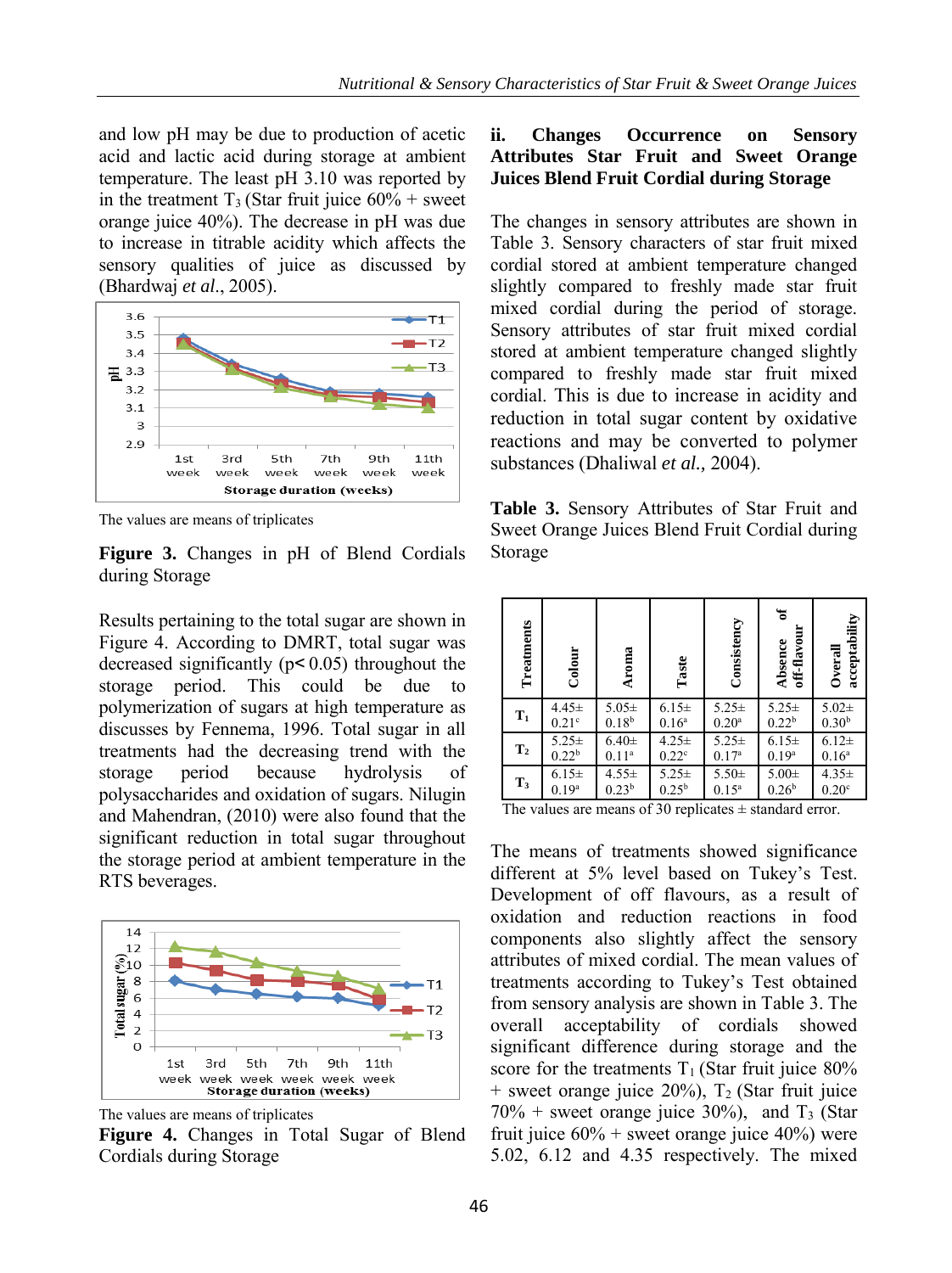and low pH may be due to production of acetic acid and lactic acid during storage at ambient temperature. The least pH 3.10 was reported by in the treatment $T_3$ (Star fruit juice 60% + sweet orange juice 40%). The decrease in pH was due to increase in titrable acidity which affects the sensory qualities of juice as discussed by (Bhardwaj *et al.*, 2005).

3.6
3.5
3.4
3.3
3.2
3.1
3
2.9
pH
1st week
3rd week
5th week
7th week
9th week
11th week
Storage duration (weeks)
T1
T2
T3

The values are means of triplicates

**Figure 3.** Changes in pH of Blend Cordials during Storage

Results pertaining to the total sugar are shown in Figure 4. According to DMRT, total sugar was decreased significantly ($p < 0.05$) throughout the storage period. This could be due to polymerization of sugars at high temperature as discusses by Fennema, 1996. Total sugar in all treatments had the decreasing trend with the storage period because hydrolysis of polysaccharides and oxidation of sugars. Nilugin and Mahendran, (2010) were also found that the significant reduction in total sugar throughout the storage period at ambient temperature in the RTS beverages.

14
12
10
8
6
4
2
0
Total sugar (%)
1st week
3rd week
5th week
7th week
9th week
11th week
Storage duration (weeks)
T1
T2
T3

The values are means of triplicates

**Figure 4.** Changes in Total Sugar of Blend Cordials during Storage

**ii. Changes Occurrence on Sensory Attributes Star Fruit and Sweet Orange Juices Blend Fruit Cordial during Storage**

The changes in sensory attributes are shown in Table 3. Sensory characters of star fruit mixed cordial stored at ambient temperature changed slightly compared to freshly made star fruit mixed cordial during the period of storage. Sensory attributes of star fruit mixed cordial stored at ambient temperature changed slightly compared to freshly made star fruit mixed cordial. This is due to increase in acidity and reduction in total sugar content by oxidative reactions and may be converted to polymer substances (Dhaliwal *et al.,* 2004).

**Table 3.** Sensory Attributes of Star Fruit and Sweet Orange Juices Blend Fruit Cordial during Storage

| Treatments | Colour | Aroma | Taste | Consistency | Absence of off-flavour | Overall acceptability |
|---|---|---|---|---|---|---|
| $T_1$ | 4.45± 0.21$^c$ | 5.05± 0.18$^b$ | 6.15± 0.16$^a$ | 5.25± 0.20$^a$ | 5.25± 0.22$^b$ | 5.02± 0.30$^b$ |
| $T_2$ | 5.25± 0.22$^b$ | 6.40± 0.11$^a$ | 4.25± 0.22$^c$ | 5.25± 0.17$^a$ | 6.15± 0.19$^a$ | 6.12± 0.16$^a$ |
| $T_3$ | 6.15± 0.19$^a$ | 4.55± 0.23$^b$ | 5.25± 0.25$^b$ | 5.50± 0.15$^a$ | 5.00± 0.26$^b$ | 4.35± 0.20$^c$ |

The values are means of 30 replicates ± standard error.

The means of treatments showed significance different at 5% level based on Tukey's Test. Development of off flavours, as a result of oxidation and reduction reactions in food components also slightly affect the sensory attributes of mixed cordial. The mean values of treatments according to Tukey's Test obtained from sensory analysis are shown in Table 3. The overall acceptability of cordials showed significant difference during storage and the score for the treatments $T_1$ (Star fruit juice 80% + sweet orange juice 20%), $T_2$ (Star fruit juice 70% + sweet orange juice 30%), and $T_3$ (Star fruit juice 60% + sweet orange juice 40%) were 5.02, 6.12 and 4.35 respectively. The mixed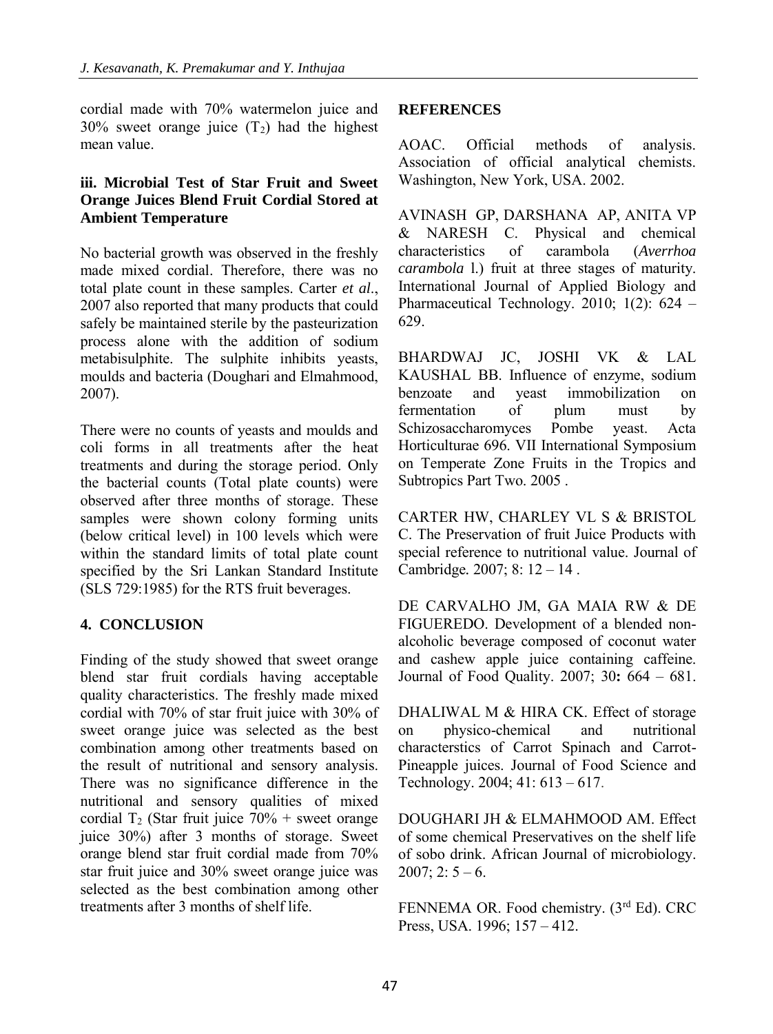cordial made with 70% watermelon juice and 30% sweet orange juice ($T_2$) had the highest mean value.

### iii. Microbial Test of Star Fruit and Sweet Orange Juices Blend Fruit Cordial Stored at Ambient Temperature

No bacterial growth was observed in the freshly made mixed cordial. Therefore, there was no total plate count in these samples. Carter *et al*., 2007 also reported that many products that could safely be maintained sterile by the pasteurization process alone with the addition of sodium metabisulphite. The sulphite inhibits yeasts, moulds and bacteria (Doughari and Elmahmood, 2007).

There were no counts of yeasts and moulds and coli forms in all treatments after the heat treatments and during the storage period. Only the bacterial counts (Total plate counts) were observed after three months of storage. These samples were shown colony forming units (below critical level) in 100 levels which were within the standard limits of total plate count specified by the Sri Lankan Standard Institute (SLS 729:1985) for the RTS fruit beverages.

## 4. CONCLUSION

Finding of the study showed that sweet orange blend star fruit cordials having acceptable quality characteristics. The freshly made mixed cordial with 70% of star fruit juice with 30% of sweet orange juice was selected as the best combination among other treatments based on the result of nutritional and sensory analysis. There was no significance difference in the nutritional and sensory qualities of mixed cordial $T_2$ (Star fruit juice 70% + sweet orange juice 30%) after 3 months of storage. Sweet orange blend star fruit cordial made from 70% star fruit juice and 30% sweet orange juice was selected as the best combination among other treatments after 3 months of shelf life.

## REFERENCES

AOAC. Official methods of analysis. Association of official analytical chemists. Washington, New York, USA. 2002.

AVINASH GP, DARSHANA AP, ANITA VP & NARESH C. Physical and chemical characteristics of carambola (*Averrhoa carambola* l.) fruit at three stages of maturity. International Journal of Applied Biology and Pharmaceutical Technology. 2010; 1(2): 624 – 629.

BHARDWAJ JC, JOSHI VK & LAL KAUSHAL BB. Influence of enzyme, sodium benzoate and yeast immobilization on fermentation of plum must by Schizosaccharomyces Pombe yeast. Acta Horticulturae 696. VII International Symposium on Temperate Zone Fruits in the Tropics and Subtropics Part Two. 2005 .

CARTER HW, CHARLEY VL S & BRISTOL C. The Preservation of fruit Juice Products with special reference to nutritional value. Journal of Cambridge. 2007; 8: 12 – 14 .

DE CARVALHO JM, GA MAIA RW & DE FIGUEREDO. Development of a blended non-alcoholic beverage composed of coconut water and cashew apple juice containing caffeine. Journal of Food Quality. 2007; 30**:** 664 – 681.

DHALIWAL M & HIRA CK. Effect of storage on physico-chemical and nutritional characterstics of Carrot Spinach and Carrot-Pineapple juices. Journal of Food Science and Technology. 2004; 41: 613 – 617.

DOUGHARI JH & ELMAHMOOD AM. Effect of some chemical Preservatives on the shelf life of sobo drink. African Journal of microbiology. 2007; 2: 5 – 6.

FENNEMA OR. Food chemistry. (3rd Ed). CRC Press, USA. 1996; 157 – 412.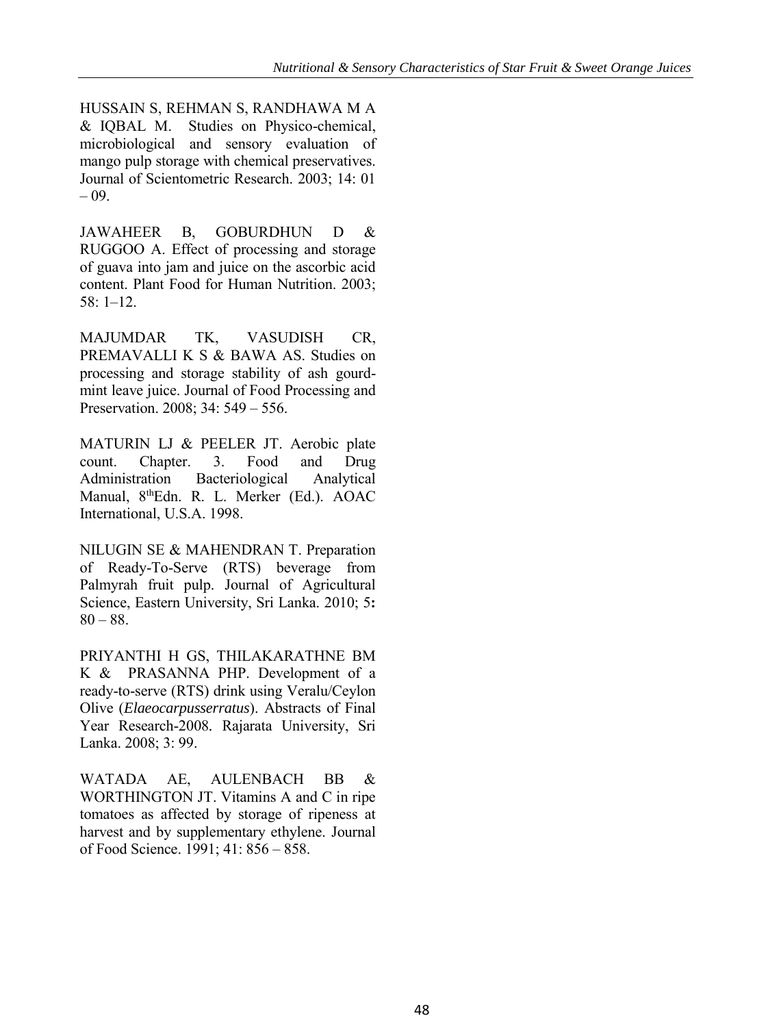HUSSAIN S, REHMAN S, RANDHAWA M A & IQBAL M. Studies on Physico-chemical, microbiological and sensory evaluation of mango pulp storage with chemical preservatives. Journal of Scientometric Research. 2003; 14: 01 – 09.

JAWAHEER B, GOBURDHUN D & RUGGOO A. Effect of processing and storage of guava into jam and juice on the ascorbic acid content. Plant Food for Human Nutrition. 2003; 58: 1–12.

MAJUMDAR TK, VASUDISH CR, PREMAVALLI K S & BAWA AS. Studies on processing and storage stability of ash gourd-mint leave juice. Journal of Food Processing and Preservation. 2008; 34: 549 – 556.

MATURIN LJ & PEELER JT. Aerobic plate count. Chapter. 3. Food and Drug Administration Bacteriological Analytical Manual, 8thEdn. R. L. Merker (Ed.). AOAC International, U.S.A. 1998.

NILUGIN SE & MAHENDRAN T. Preparation of Ready-To-Serve (RTS) beverage from Palmyrah fruit pulp. Journal of Agricultural Science, Eastern University, Sri Lanka. 2010; 5**:** 80 – 88.

PRIYANTHI H GS, THILAKARATHNE BM K & PRASANNA PHP. Development of a ready-to-serve (RTS) drink using Veralu/Ceylon Olive (*Elaeocarpusserratus*). Abstracts of Final Year Research-2008. Rajarata University, Sri Lanka. 2008; 3: 99.

WATADA AE, AULENBACH BB & WORTHINGTON JT. Vitamins A and C in ripe tomatoes as affected by storage of ripeness at harvest and by supplementary ethylene. Journal of Food Science. 1991; 41: 856 – 858.